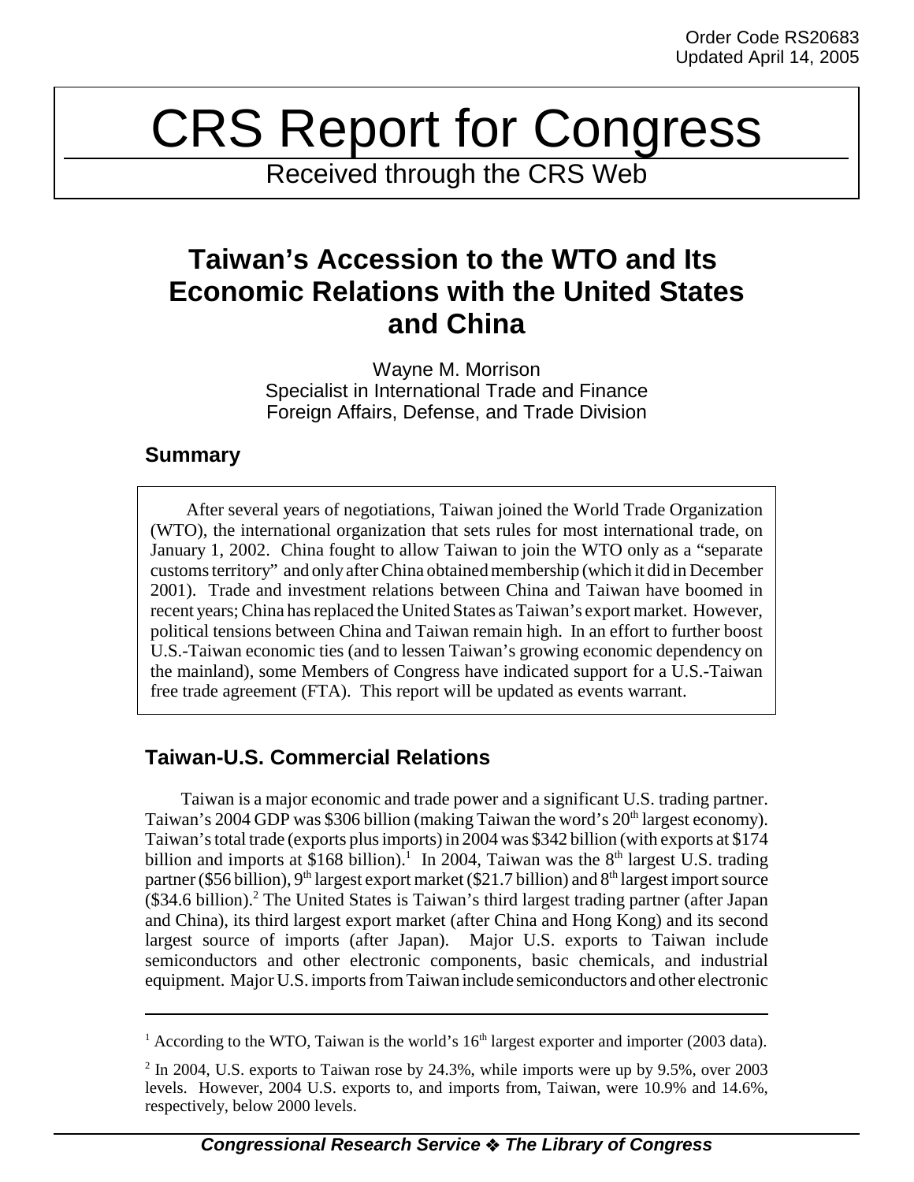Order Code RS20683
Updated April 14, 2005

# CRS Report for Congress

Received through the CRS Web

# Taiwan's Accession to the WTO and Its Economic Relations with the United States and China

Wayne M. Morrison
Specialist in International Trade and Finance
Foreign Affairs, Defense, and Trade Division

## Summary

After several years of negotiations, Taiwan joined the World Trade Organization (WTO), the international organization that sets rules for most international trade, on January 1, 2002. China fought to allow Taiwan to join the WTO only as a "separate customs territory" and only after China obtained membership (which it did in December 2001). Trade and investment relations between China and Taiwan have boomed in recent years; China has replaced the United States as Taiwan's export market. However, political tensions between China and Taiwan remain high. In an effort to further boost U.S.-Taiwan economic ties (and to lessen Taiwan's growing economic dependency on the mainland), some Members of Congress have indicated support for a U.S.-Taiwan free trade agreement (FTA). This report will be updated as events warrant.

## Taiwan-U.S. Commercial Relations

Taiwan is a major economic and trade power and a significant U.S. trading partner. Taiwan's 2004 GDP was $306 billion (making Taiwan the word's 20th largest economy). Taiwan's total trade (exports plus imports) in 2004 was $342 billion (with exports at $174 billion and imports at $168 billion).[1] In 2004, Taiwan was the 8th largest U.S. trading partner ($56 billion), 9th largest export market ($21.7 billion) and 8th largest import source ($34.6 billion).[2] The United States is Taiwan's third largest trading partner (after Japan and China), its third largest export market (after China and Hong Kong) and its second largest source of imports (after Japan). Major U.S. exports to Taiwan include semiconductors and other electronic components, basic chemicals, and industrial equipment. Major U.S. imports from Taiwan include semiconductors and other electronic

---

[1] According to the WTO, Taiwan is the world's 16th largest exporter and importer (2003 data).

[2] In 2004, U.S. exports to Taiwan rose by 24.3%, while imports were up by 9.5%, over 2003 levels. However, 2004 U.S. exports to, and imports from, Taiwan, were 10.9% and 14.6%, respectively, below 2000 levels.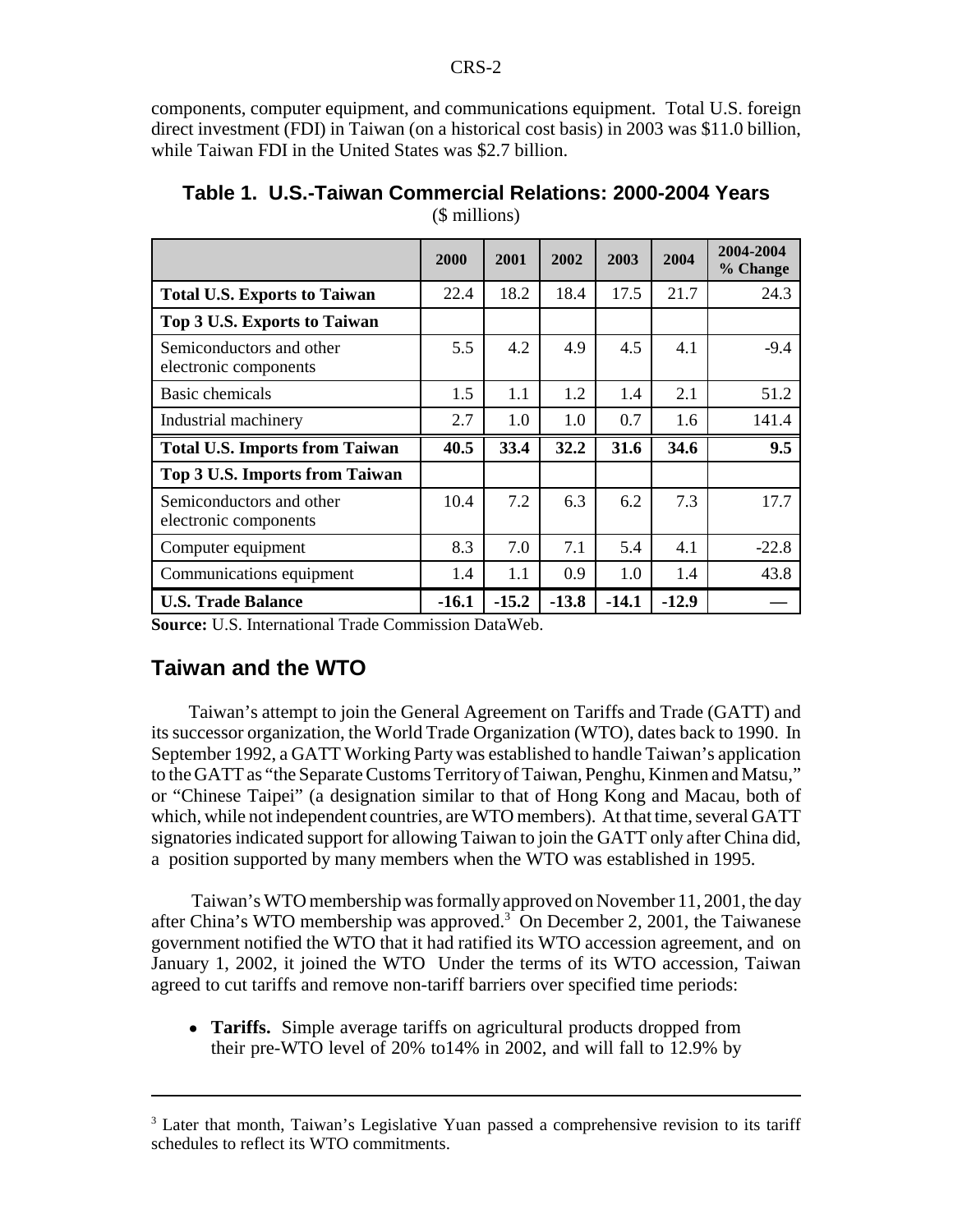components, computer equipment, and communications equipment. Total U.S. foreign direct investment (FDI) in Taiwan (on a historical cost basis) in 2003 was $11.0 billion, while Taiwan FDI in the United States was $2.7 billion.

**Table 1. U.S.-Taiwan Commercial Relations: 2000-2004 Years**
($ millions)

| | 2000 | 2001 | 2002 | 2003 | 2004 | 2004-2004 % Change |
|---|---|---|---|---|---|---|
| **Total U.S. Exports to Taiwan** | 22.4 | 18.2 | 18.4 | 17.5 | 21.7 | 24.3 |
| **Top 3 U.S. Exports to Taiwan** | | | | | | |
| Semiconductors and other electronic components | 5.5 | 4.2 | 4.9 | 4.5 | 4.1 | -9.4 |
| Basic chemicals | 1.5 | 1.1 | 1.2 | 1.4 | 2.1 | 51.2 |
| Industrial machinery | 2.7 | 1.0 | 1.0 | 0.7 | 1.6 | 141.4 |
| **Total U.S. Imports from Taiwan** | **40.5** | **33.4** | **32.2** | **31.6** | **34.6** | **9.5** |
| **Top 3 U.S. Imports from Taiwan** | | | | | | |
| Semiconductors and other electronic components | 10.4 | 7.2 | 6.3 | 6.2 | 7.3 | 17.7 |
| Computer equipment | 8.3 | 7.0 | 7.1 | 5.4 | 4.1 | -22.8 |
| Communications equipment | 1.4 | 1.1 | 0.9 | 1.0 | 1.4 | 43.8 |
| **U.S. Trade Balance** | **-16.1** | **-15.2** | **-13.8** | **-14.1** | **-12.9** | — |

**Source:** U.S. International Trade Commission DataWeb.

## Taiwan and the WTO

Taiwan's attempt to join the General Agreement on Tariffs and Trade (GATT) and its successor organization, the World Trade Organization (WTO), dates back to 1990. In September 1992, a GATT Working Party was established to handle Taiwan's application to the GATT as "the Separate Customs Territory of Taiwan, Penghu, Kinmen and Matsu," or "Chinese Taipei" (a designation similar to that of Hong Kong and Macau, both of which, while not independent countries, are WTO members). At that time, several GATT signatories indicated support for allowing Taiwan to join the GATT only after China did, a position supported by many members when the WTO was established in 1995.

Taiwan's WTO membership was formally approved on November 11, 2001, the day after China's WTO membership was approved.[3] On December 2, 2001, the Taiwanese government notified the WTO that it had ratified its WTO accession agreement, and on January 1, 2002, it joined the WTO Under the terms of its WTO accession, Taiwan agreed to cut tariffs and remove non-tariff barriers over specified time periods:

- **Tariffs.** Simple average tariffs on agricultural products dropped from their pre-WTO level of 20% to14% in 2002, and will fall to 12.9% by

[3] Later that month, Taiwan's Legislative Yuan passed a comprehensive revision to its tariff schedules to reflect its WTO commitments.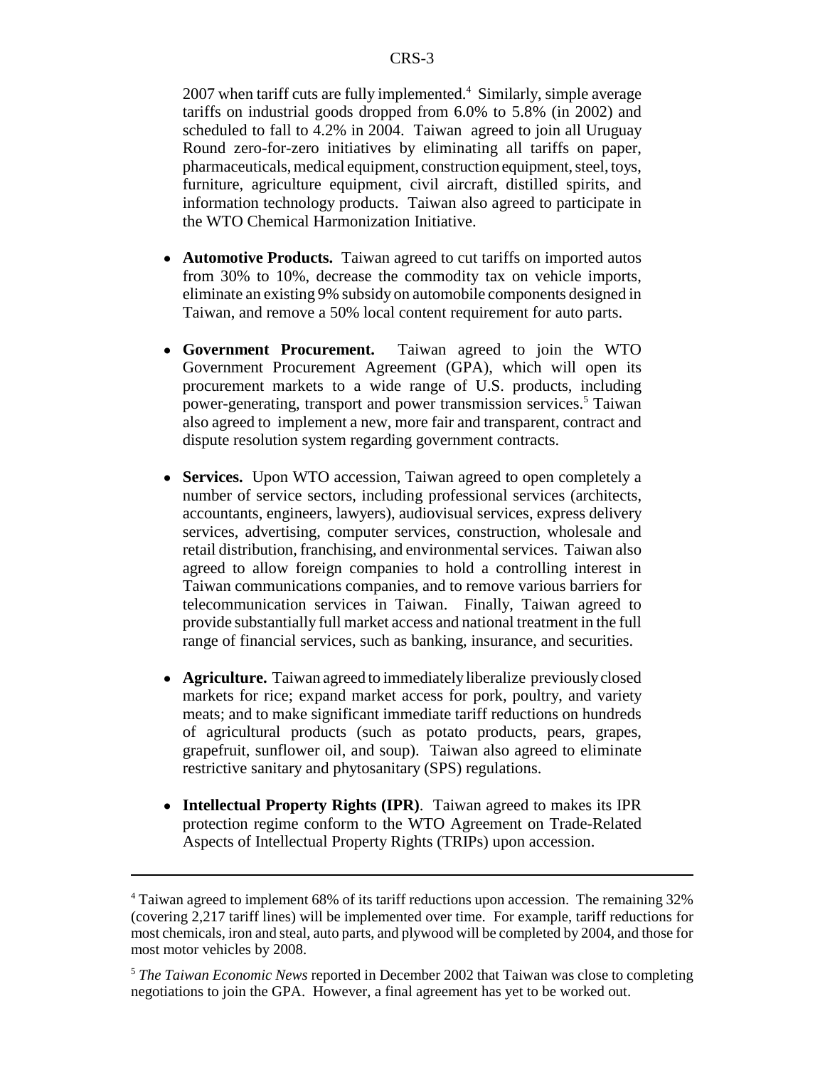2007 when tariff cuts are fully implemented.[4] Similarly, simple average tariffs on industrial goods dropped from 6.0% to 5.8% (in 2002) and scheduled to fall to 4.2% in 2004. Taiwan agreed to join all Uruguay Round zero-for-zero initiatives by eliminating all tariffs on paper, pharmaceuticals, medical equipment, construction equipment, steel, toys, furniture, agriculture equipment, civil aircraft, distilled spirits, and information technology products. Taiwan also agreed to participate in the WTO Chemical Harmonization Initiative.

- **Automotive Products.** Taiwan agreed to cut tariffs on imported autos from 30% to 10%, decrease the commodity tax on vehicle imports, eliminate an existing 9% subsidy on automobile components designed in Taiwan, and remove a 50% local content requirement for auto parts.

- **Government Procurement.** Taiwan agreed to join the WTO Government Procurement Agreement (GPA), which will open its procurement markets to a wide range of U.S. products, including power-generating, transport and power transmission services.[5] Taiwan also agreed to implement a new, more fair and transparent, contract and dispute resolution system regarding government contracts.

- **Services.** Upon WTO accession, Taiwan agreed to open completely a number of service sectors, including professional services (architects, accountants, engineers, lawyers), audiovisual services, express delivery services, advertising, computer services, construction, wholesale and retail distribution, franchising, and environmental services. Taiwan also agreed to allow foreign companies to hold a controlling interest in Taiwan communications companies, and to remove various barriers for telecommunication services in Taiwan. Finally, Taiwan agreed to provide substantially full market access and national treatment in the full range of financial services, such as banking, insurance, and securities.

- **Agriculture.** Taiwan agreed to immediately liberalize previously closed markets for rice; expand market access for pork, poultry, and variety meats; and to make significant immediate tariff reductions on hundreds of agricultural products (such as potato products, pears, grapes, grapefruit, sunflower oil, and soup). Taiwan also agreed to eliminate restrictive sanitary and phytosanitary (SPS) regulations.

- **Intellectual Property Rights (IPR)**. Taiwan agreed to makes its IPR protection regime conform to the WTO Agreement on Trade-Related Aspects of Intellectual Property Rights (TRIPs) upon accession.

---

[4] Taiwan agreed to implement 68% of its tariff reductions upon accession. The remaining 32% (covering 2,217 tariff lines) will be implemented over time. For example, tariff reductions for most chemicals, iron and steel, auto parts, and plywood will be completed by 2004, and those for most motor vehicles by 2008.

[5] *The Taiwan Economic News* reported in December 2002 that Taiwan was close to completing negotiations to join the GPA. However, a final agreement has yet to be worked out.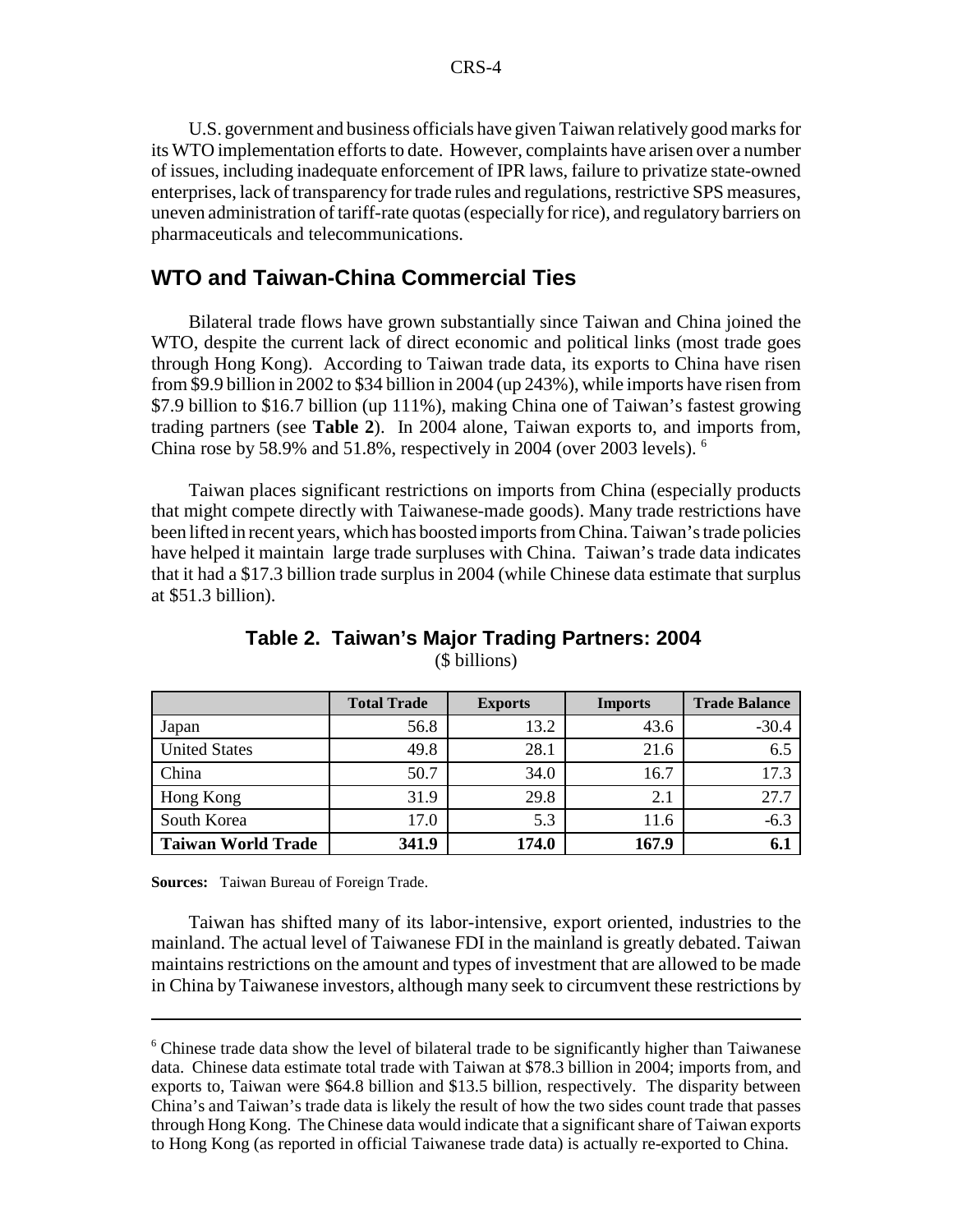U.S. government and business officials have given Taiwan relatively good marks for its WTO implementation efforts to date. However, complaints have arisen over a number of issues, including inadequate enforcement of IPR laws, failure to privatize state-owned enterprises, lack of transparency for trade rules and regulations, restrictive SPS measures, uneven administration of tariff-rate quotas (especially for rice), and regulatory barriers on pharmaceuticals and telecommunications.

## WTO and Taiwan-China Commercial Ties

Bilateral trade flows have grown substantially since Taiwan and China joined the WTO, despite the current lack of direct economic and political links (most trade goes through Hong Kong). According to Taiwan trade data, its exports to China have risen from $9.9 billion in 2002 to $34 billion in 2004 (up 243%), while imports have risen from $7.9 billion to $16.7 billion (up 111%), making China one of Taiwan's fastest growing trading partners (see **Table 2**). In 2004 alone, Taiwan exports to, and imports from, China rose by 58.9% and 51.8%, respectively in 2004 (over 2003 levels).[6]

Taiwan places significant restrictions on imports from China (especially products that might compete directly with Taiwanese-made goods). Many trade restrictions have been lifted in recent years, which has boosted imports from China. Taiwan's trade policies have helped it maintain large trade surpluses with China. Taiwan's trade data indicates that it had a $17.3 billion trade surplus in 2004 (while Chinese data estimate that surplus at $51.3 billion).

**Table 2. Taiwan's Major Trading Partners: 2004**

($ billions)

| | Total Trade | Exports | Imports | Trade Balance |
|---|---|---|---|---|
| Japan | 56.8 | 13.2 | 43.6 | -30.4 |
| United States | 49.8 | 28.1 | 21.6 | 6.5 |
| China | 50.7 | 34.0 | 16.7 | 17.3 |
| Hong Kong | 31.9 | 29.8 | 2.1 | 27.7 |
| South Korea | 17.0 | 5.3 | 11.6 | -6.3 |
| **Taiwan World Trade** | **341.9** | **174.0** | **167.9** | **6.1** |

**Sources:** Taiwan Bureau of Foreign Trade.

Taiwan has shifted many of its labor-intensive, export oriented, industries to the mainland. The actual level of Taiwanese FDI in the mainland is greatly debated. Taiwan maintains restrictions on the amount and types of investment that are allowed to be made in China by Taiwanese investors, although many seek to circumvent these restrictions by

---

[6] Chinese trade data show the level of bilateral trade to be significantly higher than Taiwanese data. Chinese data estimate total trade with Taiwan at $78.3 billion in 2004; imports from, and exports to, Taiwan were $64.8 billion and $13.5 billion, respectively. The disparity between China's and Taiwan's trade data is likely the result of how the two sides count trade that passes through Hong Kong. The Chinese data would indicate that a significant share of Taiwan exports to Hong Kong (as reported in official Taiwanese trade data) is actually re-exported to China.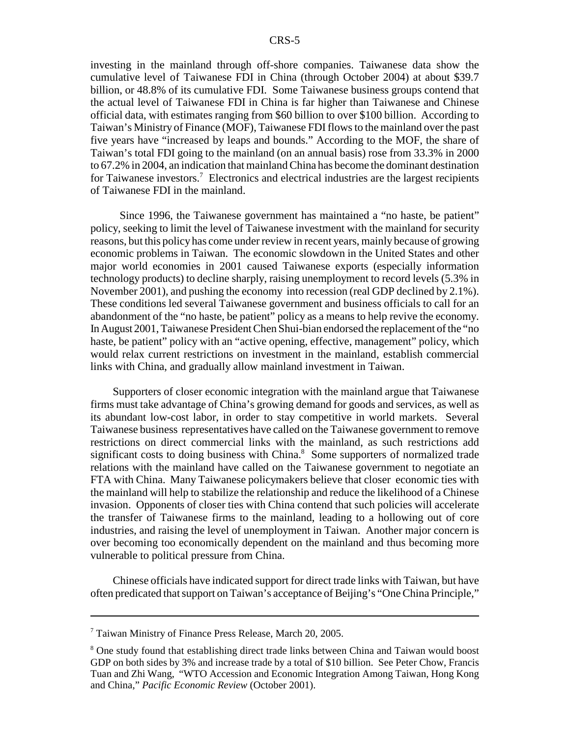investing in the mainland through off-shore companies. Taiwanese data show the cumulative level of Taiwanese FDI in China (through October 2004) at about $39.7 billion, or 48.8% of its cumulative FDI. Some Taiwanese business groups contend that the actual level of Taiwanese FDI in China is far higher than Taiwanese and Chinese official data, with estimates ranging from $60 billion to over $100 billion. According to Taiwan's Ministry of Finance (MOF), Taiwanese FDI flows to the mainland over the past five years have "increased by leaps and bounds." According to the MOF, the share of Taiwan's total FDI going to the mainland (on an annual basis) rose from 33.3% in 2000 to 67.2% in 2004, an indication that mainland China has become the dominant destination for Taiwanese investors.[7] Electronics and electrical industries are the largest recipients of Taiwanese FDI in the mainland.

Since 1996, the Taiwanese government has maintained a "no haste, be patient" policy, seeking to limit the level of Taiwanese investment with the mainland for security reasons, but this policy has come under review in recent years, mainly because of growing economic problems in Taiwan. The economic slowdown in the United States and other major world economies in 2001 caused Taiwanese exports (especially information technology products) to decline sharply, raising unemployment to record levels (5.3% in November 2001), and pushing the economy into recession (real GDP declined by 2.1%). These conditions led several Taiwanese government and business officials to call for an abandonment of the "no haste, be patient" policy as a means to help revive the economy. In August 2001, Taiwanese President Chen Shui-bian endorsed the replacement of the "no haste, be patient" policy with an "active opening, effective, management" policy, which would relax current restrictions on investment in the mainland, establish commercial links with China, and gradually allow mainland investment in Taiwan.

Supporters of closer economic integration with the mainland argue that Taiwanese firms must take advantage of China's growing demand for goods and services, as well as its abundant low-cost labor, in order to stay competitive in world markets. Several Taiwanese business representatives have called on the Taiwanese government to remove restrictions on direct commercial links with the mainland, as such restrictions add significant costs to doing business with China.[8] Some supporters of normalized trade relations with the mainland have called on the Taiwanese government to negotiate an FTA with China. Many Taiwanese policymakers believe that closer economic ties with the mainland will help to stabilize the relationship and reduce the likelihood of a Chinese invasion. Opponents of closer ties with China contend that such policies will accelerate the transfer of Taiwanese firms to the mainland, leading to a hollowing out of core industries, and raising the level of unemployment in Taiwan. Another major concern is over becoming too economically dependent on the mainland and thus becoming more vulnerable to political pressure from China.

Chinese officials have indicated support for direct trade links with Taiwan, but have often predicated that support on Taiwan's acceptance of Beijing's "One China Principle,"

---

[7] Taiwan Ministry of Finance Press Release, March 20, 2005.

[8] One study found that establishing direct trade links between China and Taiwan would boost GDP on both sides by 3% and increase trade by a total of $10 billion. See Peter Chow, Francis Tuan and Zhi Wang, "WTO Accession and Economic Integration Among Taiwan, Hong Kong and China," *Pacific Economic Review* (October 2001).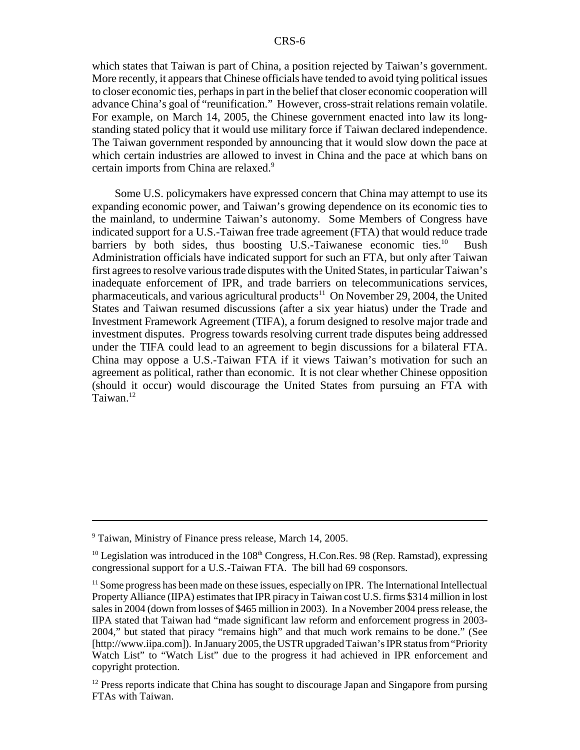which states that Taiwan is part of China, a position rejected by Taiwan's government. More recently, it appears that Chinese officials have tended to avoid tying political issues to closer economic ties, perhaps in part in the belief that closer economic cooperation will advance China's goal of "reunification." However, cross-strait relations remain volatile. For example, on March 14, 2005, the Chinese government enacted into law its long-standing stated policy that it would use military force if Taiwan declared independence. The Taiwan government responded by announcing that it would slow down the pace at which certain industries are allowed to invest in China and the pace at which bans on certain imports from China are relaxed.[9]

Some U.S. policymakers have expressed concern that China may attempt to use its expanding economic power, and Taiwan's growing dependence on its economic ties to the mainland, to undermine Taiwan's autonomy. Some Members of Congress have indicated support for a U.S.-Taiwan free trade agreement (FTA) that would reduce trade barriers by both sides, thus boosting U.S.-Taiwanese economic ties.[10] Bush Administration officials have indicated support for such an FTA, but only after Taiwan first agrees to resolve various trade disputes with the United States, in particular Taiwan's inadequate enforcement of IPR, and trade barriers on telecommunications services, pharmaceuticals, and various agricultural products[11] On November 29, 2004, the United States and Taiwan resumed discussions (after a six year hiatus) under the Trade and Investment Framework Agreement (TIFA), a forum designed to resolve major trade and investment disputes. Progress towards resolving current trade disputes being addressed under the TIFA could lead to an agreement to begin discussions for a bilateral FTA. China may oppose a U.S.-Taiwan FTA if it views Taiwan's motivation for such an agreement as political, rather than economic. It is not clear whether Chinese opposition (should it occur) would discourage the United States from pursuing an FTA with Taiwan.[12]

---

[9] Taiwan, Ministry of Finance press release, March 14, 2005.

[10] Legislation was introduced in the 108th Congress, H.Con.Res. 98 (Rep. Ramstad), expressing congressional support for a U.S.-Taiwan FTA. The bill had 69 cosponsors.

[11] Some progress has been made on these issues, especially on IPR. The International Intellectual Property Alliance (IIPA) estimates that IPR piracy in Taiwan cost U.S. firms $314 million in lost sales in 2004 (down from losses of $465 million in 2003). In a November 2004 press release, the IIPA stated that Taiwan had "made significant law reform and enforcement progress in 2003-2004," but stated that piracy "remains high" and that much work remains to be done." (See [http://www.iipa.com]). In January 2005, the USTR upgraded Taiwan's IPR status from "Priority Watch List" to "Watch List" due to the progress it had achieved in IPR enforcement and copyright protection.

[12] Press reports indicate that China has sought to discourage Japan and Singapore from pursing FTAs with Taiwan.